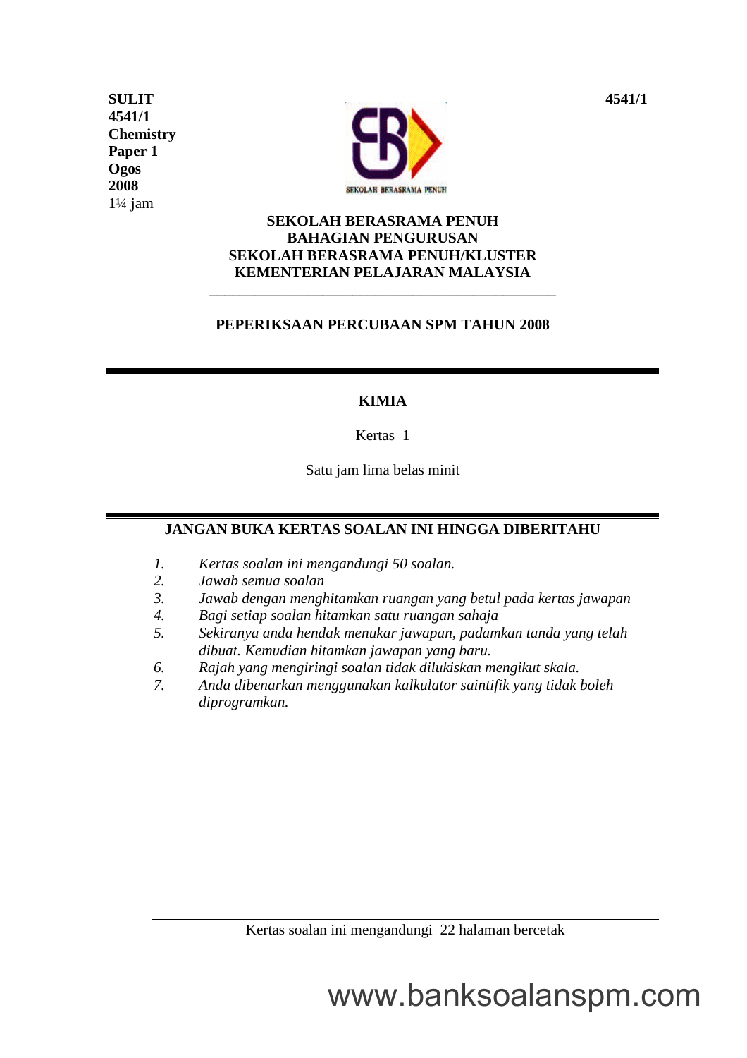**SULIT**
**4541/1**
**Chemistry**
**Paper 1**
**Ogos**
**2008**
1¼ jam

**4541/1**

SEKOLAH BERASRAMA PENUH

**SEKOLAH BERASRAMA PENUH**
**BAHAGIAN PENGURUSAN**
**SEKOLAH BERASRAMA PENUH/KLUSTER**
**KEMENTERIAN PELAJARAN MALAYSIA**

**PEPERIKSAAN PERCUBAAN SPM TAHUN 2008**

# KIMIA

Kertas 1

Satu jam lima belas minit

**JANGAN BUKA KERTAS SOALAN INI HINGGA DIBERITAHU**

1. *Kertas soalan ini mengandungi 50 soalan.*
2. *Jawab semua soalan*
3. *Jawab dengan menghitamkan ruangan yang betul pada kertas jawapan*
4. *Bagi setiap soalan hitamkan satu ruangan sahaja*
5. *Sekiranya anda hendak menukar jawapan, padamkan tanda yang telah dibuat. Kemudian hitamkan jawapan yang baru.*
6. *Rajah yang mengiringi soalan tidak dilukiskan mengikut skala.*
7. *Anda dibenarkan menggunakan kalkulator saintifik yang tidak boleh diprogramkan.*

Kertas soalan ini mengandungi 22 halaman bercetak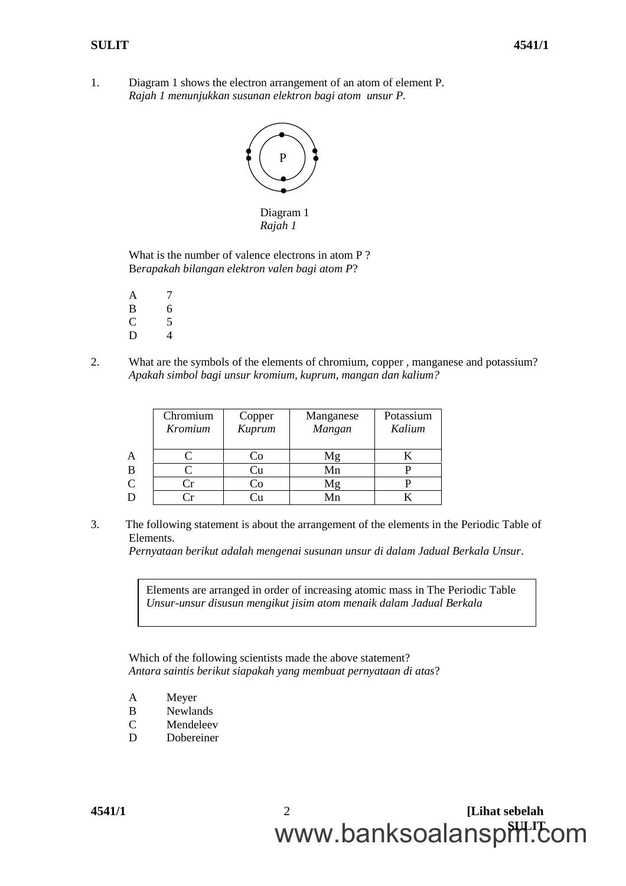1. Diagram 1 shows the electron arrangement of an atom of element P.
*Rajah 1 menunjukkan susunan elektron bagi atom unsur P.*

Diagram 1
*Rajah 1*

What is the number of valence electrons in atom P ?
B*erapakah bilangan elektron valen bagi atom P*?

A 7
B 6
C 5
D 4

2. What are the symbols of the elements of chromium, copper , manganese and potassium?
*Apakah simbol bagi unsur kromium, kuprum, mangan dan kalium?*

| | Chromium *Kromium* | Copper *Kuprum* | Manganese *Mangan* | Potassium *Kalium* |
|---|---|---|---|---|
| A | C | Co | Mg | K |
| B | C | Cu | Mn | P |
| C | Cr | Co | Mg | P |
| D | Cr | Cu | Mn | K |

3. The following statement is about the arrangement of the elements in the Periodic Table of Elements.
*Pernyataan berikut adalah mengenai susunan unsur di dalam Jadual Berkala Unsur*.

> Elements are arranged in order of increasing atomic mass in The Periodic Table
> *Unsur-unsur disusun mengikut jisim atom menaik dalam Jadual Berkala*

Which of the following scientists made the above statement?
*Antara saintis berikut siapakah yang membuat pernyataan di atas*?

A Meyer
B Newlands
C Mendeleev
D Dobereiner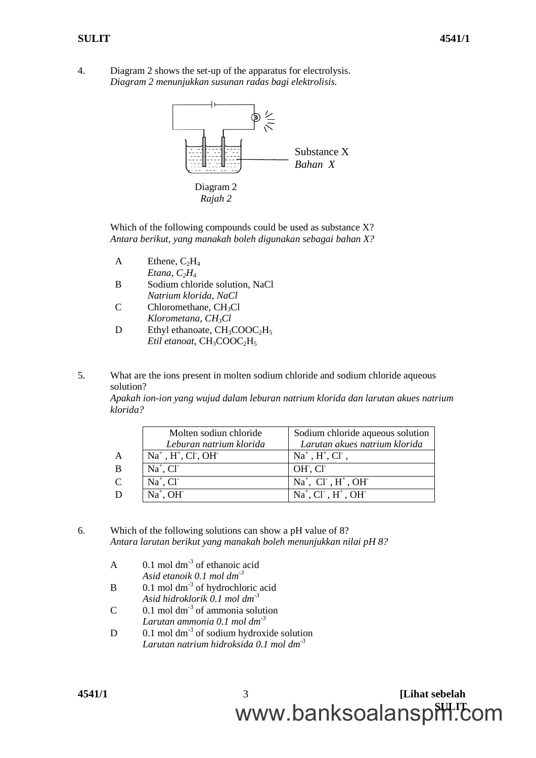4. Diagram 2 shows the set-up of the apparatus for electrolysis.
*Diagram 2 menunjukkan susunan radas bagi elektrolisis.*

Substance X
*Bahan X*

Diagram 2
*Rajah 2*

Which of the following compounds could be used as substance X?
*Antara berikut, yang manakah boleh digunakan sebagai bahan X?*

A Ethene, $C_2H_4$
*Etana, $C_2H_4$*

B Sodium chloride solution, NaCl
*Natrium klorida, NaCl*

C Chloromethane, $CH_3Cl$
*Klorometana, $CH_3Cl$*

D Ethyl ethanoate, $CH_3COOC_2H_5$
*Etil etanoat*, $CH_3COOC_2H_5$

5. What are the ions present in molten sodium chloride and sodium chloride aqueous solution?
*Apakah ion-ion yang wujud dalam leburan natrium klorida dan larutan akues natrium klorida?*

| | Molten sodiun chloride *Leburan natrium klorida* | Sodium chloride aqueous solution *Larutan akues natrium klorida* |
|---|---|---|
| A | $Na^+$ , $H^+$, $Cl^-$, $OH^-$ | $Na^+$ , $H^+$, $Cl^-$ , |
| B | $Na^+$, $Cl^-$ | $OH^-$, $Cl^-$ |
| C | $Na^+$, $Cl^-$ | $Na^+$, $Cl^-$ , $H^+$ , $OH^-$ |
| D | $Na^+$, $OH^-$ | $Na^+$, $Cl^-$ , $H^+$ , $OH^-$ |

6. Which of the following solutions can show a pH value of 8?
*Antara larutan berikut yang manakah boleh menunjukkan nilai pH 8?*

A 0.1 mol $dm^{-3}$ of ethanoic acid
*Asid etanoik 0.1 mol $dm^{-3}$*

B 0.1 mol $dm^{-3}$ of hydrochloric acid
*Asid hidroklorik 0.1 mol $dm^{-3}$*

C 0.1 mol $dm^{-3}$ of ammonia solution
*Larutan ammonia 0.1 mol $dm^{-3}$*

D 0.1 mol $dm^{-3}$ of sodium hydroxide solution
*Larutan natrium hidroksida 0.1 mol $dm^{-3}$*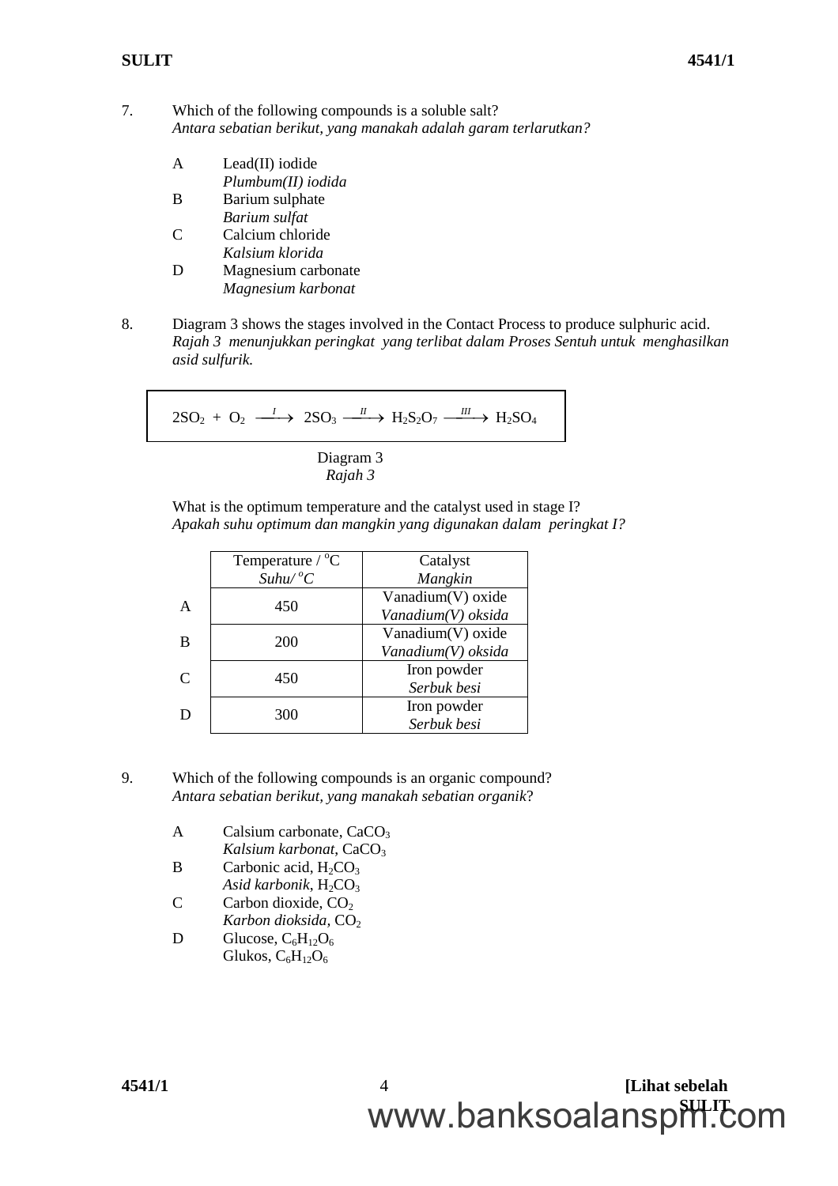7. Which of the following compounds is a soluble salt?
*Antara sebatian berikut, yang manakah adalah garam terlarutkan?*

A Lead(II) iodide
*Plumbum(II) iodida*
B Barium sulphate
*Barium sulfat*
C Calcium chloride
*Kalsium klorida*
D Magnesium carbonate
*Magnesium karbonat*

8. Diagram 3 shows the stages involved in the Contact Process to produce sulphuric acid.
*Rajah 3 menunjukkan peringkat yang terlibat dalam Proses Sentuh untuk menghasilkan asid sulfurik.*

$$2SO_2 + O_2 \xrightarrow{I} 2SO_3 \xrightarrow{II} H_2S_2O_7 \xrightarrow{III} H_2SO_4$$

Diagram 3
*Rajah 3*

What is the optimum temperature and the catalyst used in stage I?
*Apakah suhu optimum dan mangkin yang digunakan dalam peringkat I?*

| | Temperature / °C<br>*Suhu/ °C* | Catalyst<br>*Mangkin* |
|---|---|---|
| A | 450 | Vanadium(V) oxide<br>*Vanadium(V) oksida* |
| B | 200 | Vanadium(V) oxide<br>*Vanadium(V) oksida* |
| C | 450 | Iron powder<br>*Serbuk besi* |
| D | 300 | Iron powder<br>*Serbuk besi* |

9. Which of the following compounds is an organic compound?
*Antara sebatian berikut, yang manakah sebatian organik*?

A Calsium carbonate, $CaCO_3$
*Kalsium karbonat*, $CaCO_3$
B Carbonic acid, $H_2CO_3$
*Asid karbonik*, $H_2CO_3$
C Carbon dioxide, $CO_2$
*Karbon dioksida,* $CO_2$
D Glucose, $C_6H_{12}O_6$
Glukos, $C_6H_{12}O_6$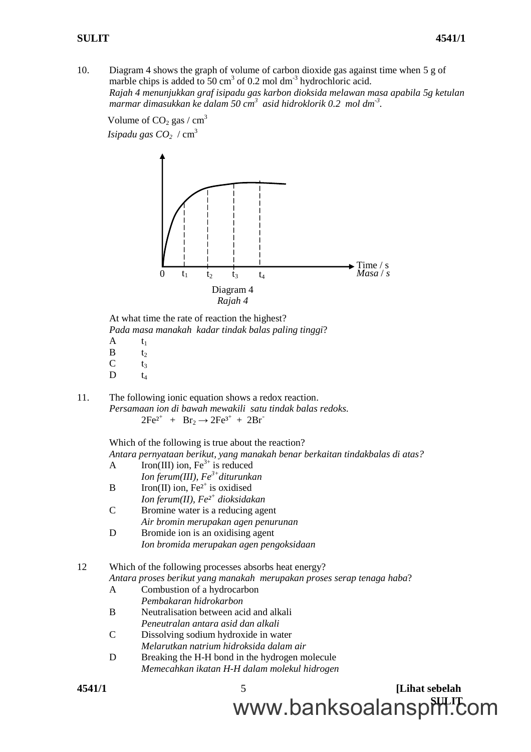10. Diagram 4 shows the graph of volume of carbon dioxide gas against time when 5 g of marble chips is added to 50 $cm^3$ of 0.2 mol $dm^{-3}$ hydrochloric acid.
*Rajah 4 menunjukkan graf isipadu gas karbon dioksida melawan masa apabila 5g ketulan marmar dimasukkan ke dalam 50 $cm^3$ asid hidroklorik 0.2 mol $dm^{-3}$.*

Volume of $CO_2$ gas / $cm^3$
*Isipadu gas $CO_2$* / $cm^3$

Time / s
*Masa / s*

0 $t_1$ $t_2$ $t_3$ $t_4$

Diagram 4
*Rajah 4*

At what time the rate of reaction the highest?
*Pada masa manakah kadar tindak balas paling tinggi?*

A $t_1$
B $t_2$
C $t_3$
D $t_4$

11. The following ionic equation shows a redox reaction.
*Persamaan ion di bawah mewakili satu tindak balas redoks.*

$$2Fe^{2+} + Br_2 \rightarrow 2Fe^{3+} + 2Br^-$$

Which of the following is true about the reaction?
*Antara pernyataan berikut, yang manakah benar berkaitan tindakbalas di atas?*

A Iron(III) ion, $Fe^{3+}$ is reduced
*Ion ferum(III), $Fe^{3+}$ diturunkan*
B Iron(II) ion, $Fe^{2+}$ is oxidised
*Ion ferum(II), $Fe^{2+}$ dioksidakan*
C Bromine water is a reducing agent
*Air bromin merupakan agen penurunan*
D Bromide ion is an oxidising agent
*Ion bromida merupakan agen pengoksidaan*

12 Which of the following processes absorbs heat energy?
*Antara proses berikut yang manakah merupakan proses serap tenaga haba?*

A Combustion of a hydrocarbon
*Pembakaran hidrokarbon*
B Neutralisation between acid and alkali
*Peneutralan antara asid dan alkali*
C Dissolving sodium hydroxide in water
*Melarutkan natrium hidroksida dalam air*
D Breaking the H-H bond in the hydrogen molecule
*Memecahkan ikatan H-H dalam molekul hidrogen*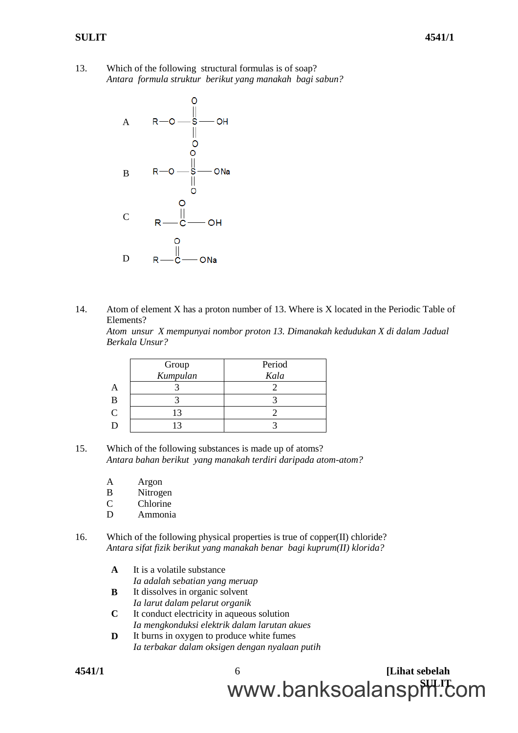13. Which of the following structural formulas is of soap?
*Antara formula struktur berikut yang manakah bagi sabun?*

A $R-O-S(=O)(=O)-OH$

B $R-O-S(=O)(=O)-ONa$

C $R-C(=O)-OH$

D $R-C(=O)-ONa$

14. Atom of element X has a proton number of 13. Where is X located in the Periodic Table of Elements?
*Atom unsur X mempunyai nombor proton 13. Dimanakah kedudukan X di dalam Jadual Berkala Unsur?*

| | Group *Kumpulan* | Period *Kala* |
|---|---|---|
| A | 3 | 2 |
| B | 3 | 3 |
| C | 13 | 2 |
| D | 13 | 3 |

15. Which of the following substances is made up of atoms?
*Antara bahan berikut yang manakah terdiri daripada atom-atom?*

A Argon
B Nitrogen
C Chlorine
D Ammonia

16. Which of the following physical properties is true of copper(II) chloride?
*Antara sifat fizik berikut yang manakah benar bagi kuprum(II) klorida?*

**A** It is a volatile substance
*Ia adalah sebatian yang meruap*

**B** It dissolves in organic solvent
*Ia larut dalam pelarut organik*

**C** It conduct electricity in aqueous solution
*Ia mengkonduksi elektrik dalam larutan akues*

**D** It burns in oxygen to produce white fumes
*Ia terbakar dalam oksigen dengan nyalaan putih*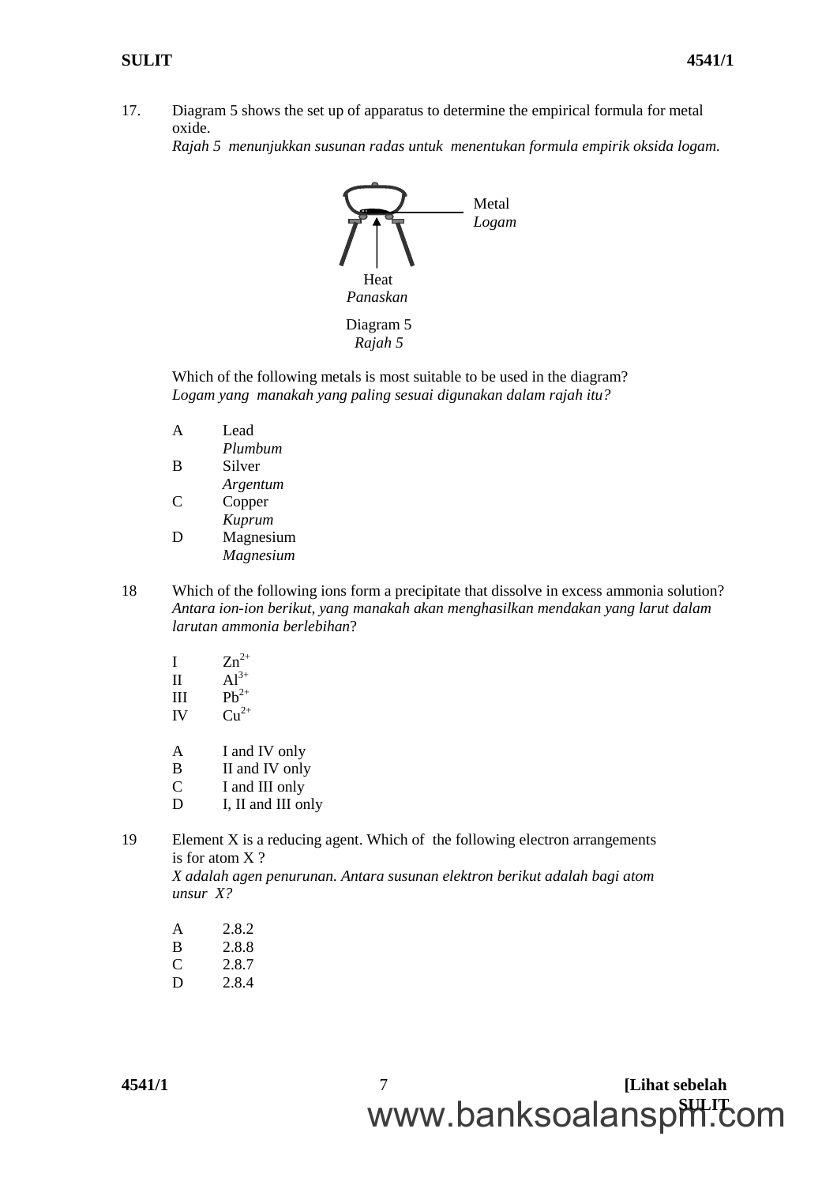17. Diagram 5 shows the set up of apparatus to determine the empirical formula for metal oxide.
*Rajah 5 menunjukkan susunan radas untuk menentukan formula empirik oksida logam.*

Metal
*Logam*

Heat
*Panaskan*

Diagram 5
*Rajah 5*

Which of the following metals is most suitable to be used in the diagram?
*Logam yang manakah yang paling sesuai digunakan dalam rajah itu?*

A Lead
*Plumbum*
B Silver
*Argentum*
C Copper
*Kuprum*
D Magnesium
*Magnesium*

18 Which of the following ions form a precipitate that dissolve in excess ammonia solution?
*Antara ion-ion berikut, yang manakah akan menghasilkan mendakan yang larut dalam larutan ammonia berlebihan*?

I $Zn^{2+}$
II $Al^{3+}$
III $Pb^{2+}$
IV $Cu^{2+}$

A I and IV only
B II and IV only
C I and III only
D I, II and III only

19 Element X is a reducing agent. Which of the following electron arrangements is for atom X ?
*X adalah agen penurunan. Antara susunan elektron berikut adalah bagi atom unsur X?*

A 2.8.2
B 2.8.8
C 2.8.7
D 2.8.4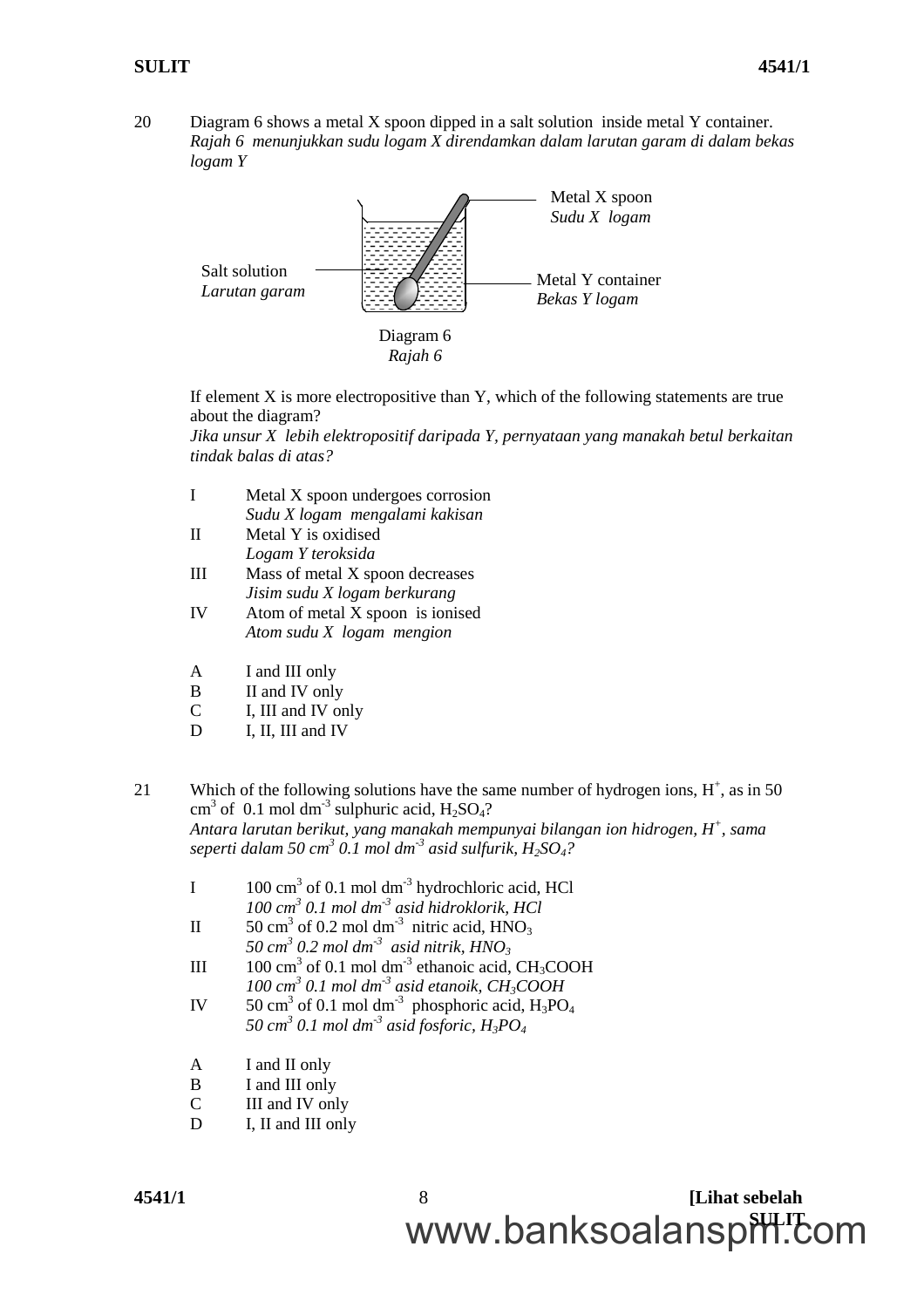20 Diagram 6 shows a metal X spoon dipped in a salt solution inside metal Y container.
*Rajah 6 menunjukkan sudu logam X direndamkan dalam larutan garam di dalam bekas logam Y*

Metal X spoon
*Sudu X logam*

Salt solution
*Larutan garam*

Metal Y container
*Bekas Y logam*

Diagram 6
*Rajah 6*

If element X is more electropositive than Y, which of the following statements are true about the diagram?
*Jika unsur X lebih elektropositif daripada Y, pernyataan yang manakah betul berkaitan tindak balas di atas?*

I Metal X spoon undergoes corrosion
*Sudu X logam mengalami kakisan*

II Metal Y is oxidised
*Logam Y teroksida*

III Mass of metal X spoon decreases
*Jisim sudu X logam berkurang*

IV Atom of metal X spoon is ionised
*Atom sudu X logam mengion*

A I and III only
B II and IV only
C I, III and IV only
D I, II, III and IV

21 Which of the following solutions have the same number of hydrogen ions, $H^+$, as in 50 $cm^3$ of 0.1 mol $dm^{-3}$ sulphuric acid, $H_2SO_4$?
*Antara larutan berikut, yang manakah mempunyai bilangan ion hidrogen, $H^+$, sama seperti dalam 50 $cm^3$ 0.1 mol $dm^{-3}$ asid sulfurik, $H_2SO_4$?*

I 100 $cm^3$ of 0.1 mol $dm^{-3}$ hydrochloric acid, HCl
*100 $cm^3$ 0.1 mol $dm^{-3}$ asid hidroklorik, HCl*

II 50 $cm^3$ of 0.2 mol $dm^{-3}$ nitric acid, $HNO_3$
*50 $cm^3$ 0.2 mol $dm^{-3}$ asid nitrik, $HNO_3$*

III 100 $cm^3$ of 0.1 mol $dm^{-3}$ ethanoic acid, $CH_3COOH$
*100 $cm^3$ 0.1 mol $dm^{-3}$ asid etanoik, $CH_3COOH$*

IV 50 $cm^3$ of 0.1 mol $dm^{-3}$ phosphoric acid, $H_3PO_4$
*50 $cm^3$ 0.1 mol $dm^{-3}$ asid fosforic, $H_3PO_4$*

A I and II only
B I and III only
C III and IV only
D I, II and III only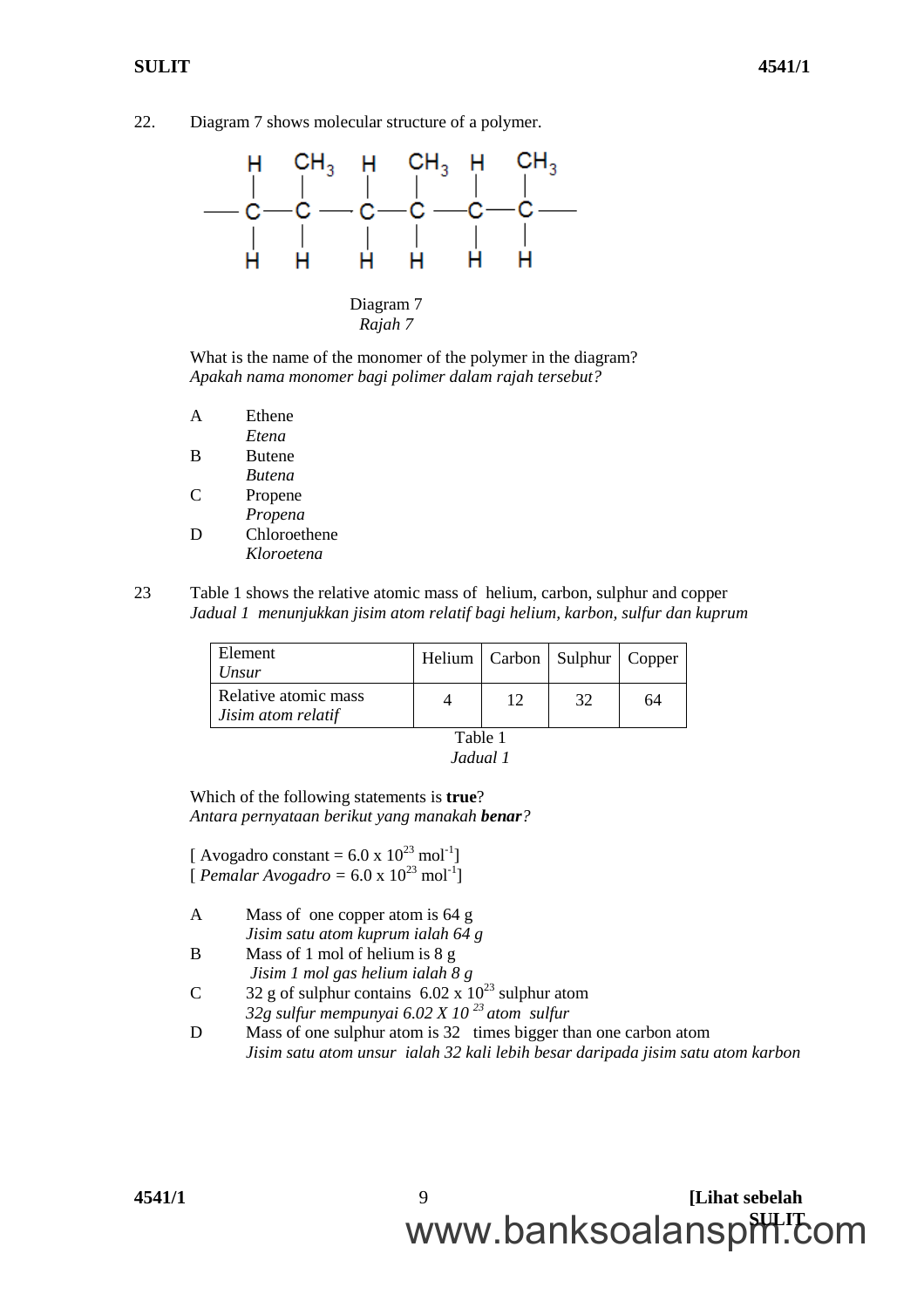22. Diagram 7 shows molecular structure of a polymer.

Diagram 7
*Rajah 7*

What is the name of the monomer of the polymer in the diagram?
*Apakah nama monomer bagi polimer dalam rajah tersebut?*

A Ethene
*Etena*
B Butene
*Butena*
C Propene
*Propena*
D Chloroethene
*Kloroetena*

23 Table 1 shows the relative atomic mass of helium, carbon, sulphur and copper
*Jadual 1 menunjukkan jisim atom relatif bagi helium, karbon, sulfur dan kuprum*

| Element *Unsur* | Helium | Carbon | Sulphur | Copper |
|---|---|---|---|---|
| Relative atomic mass *Jisim atom relatif* | 4 | 12 | 32 | 64 |

Table 1
*Jadual 1*

Which of the following statements is **true**?
*Antara pernyataan berikut yang manakah **benar**?*

[ Avogadro constant = $6.0 \times 10^{23}$ mol$^{-1}$]
[ *Pemalar Avogadro* = $6.0 \times 10^{23}$ mol$^{-1}$]

A Mass of one copper atom is 64 g
*Jisim satu atom kuprum ialah 64 g*
B Mass of 1 mol of helium is 8 g
*Jisim 1 mol gas helium ialah 8 g*
C 32 g of sulphur contains $6.02 \times 10^{23}$ sulphur atom
*32g sulfur mempunyai $6.02 X 10^{23}$ atom sulfur*
D Mass of one sulphur atom is 32 times bigger than one carbon atom
*Jisim satu atom unsur ialah 32 kali lebih besar daripada jisim satu atom karbon*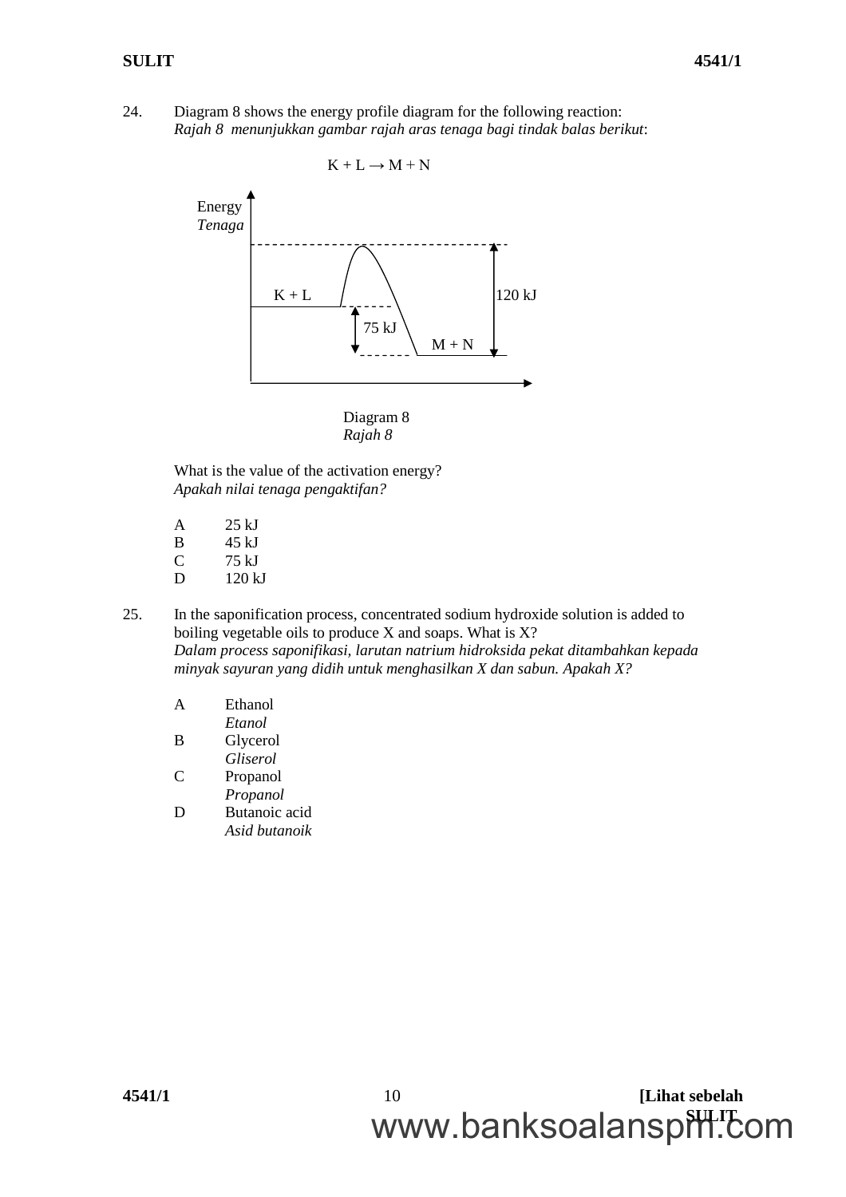24. Diagram 8 shows the energy profile diagram for the following reaction:
*Rajah 8 menunjukkan gambar rajah aras tenaga bagi tindak balas berikut*:

$$K + L \rightarrow M + N$$

Energy
*Tenaga*

K + L

120 kJ

75 kJ

M + N

Diagram 8
*Rajah 8*

What is the value of the activation energy?
*Apakah nilai tenaga pengaktifan?*

A 25 kJ
B 45 kJ
C 75 kJ
D 120 kJ

25. In the saponification process, concentrated sodium hydroxide solution is added to boiling vegetable oils to produce X and soaps. What is X?
*Dalam process saponifikasi, larutan natrium hidroksida pekat ditambahkan kepada minyak sayuran yang didih untuk menghasilkan X dan sabun. Apakah X?*

A Ethanol
*Etanol*
B Glycerol
*Gliserol*
C Propanol
*Propanol*
D Butanoic acid
*Asid butanoik*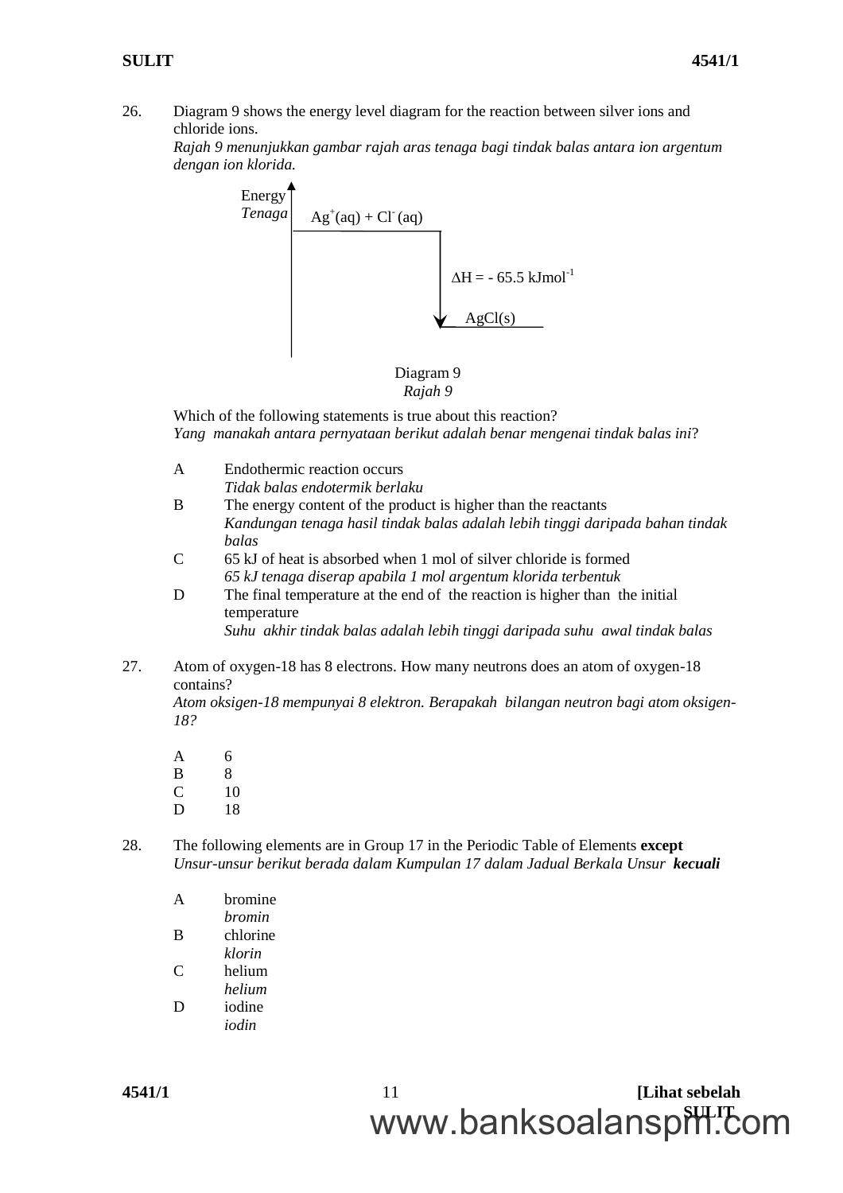26. Diagram 9 shows the energy level diagram for the reaction between silver ions and chloride ions.
*Rajah 9 menunjukkan gambar rajah aras tenaga bagi tindak balas antara ion argentum dengan ion klorida.*

Energy
*Tenaga*

$Ag^+(aq) + Cl^-(aq)$

$\Delta H = - 65.5 \text{ kJmol}^{-1}$

$AgCl(s)$

Diagram 9
*Rajah 9*

Which of the following statements is true about this reaction?
*Yang manakah antara pernyataan berikut adalah benar mengenai tindak balas ini*?

A Endothermic reaction occurs
*Tidak balas endotermik berlaku*

B The energy content of the product is higher than the reactants
*Kandungan tenaga hasil tindak balas adalah lebih tinggi daripada bahan tindak balas*

C 65 kJ of heat is absorbed when 1 mol of silver chloride is formed
*65 kJ tenaga diserap apabila 1 mol argentum klorida terbentuk*

D The final temperature at the end of the reaction is higher than the initial temperature
*Suhu akhir tindak balas adalah lebih tinggi daripada suhu awal tindak balas*

27. Atom of oxygen-18 has 8 electrons. How many neutrons does an atom of oxygen-18 contains?
*Atom oksigen-18 mempunyai 8 elektron. Berapakah bilangan neutron bagi atom oksigen-18?*

A 6
B 8
C 10
D 18

28. The following elements are in Group 17 in the Periodic Table of Elements **except**
*Unsur-unsur berikut berada dalam Kumpulan 17 dalam Jadual Berkala Unsur* ***kecuali***

A bromine
*bromin*

B chlorine
*klorin*

C helium
*helium*

D iodine
*iodin*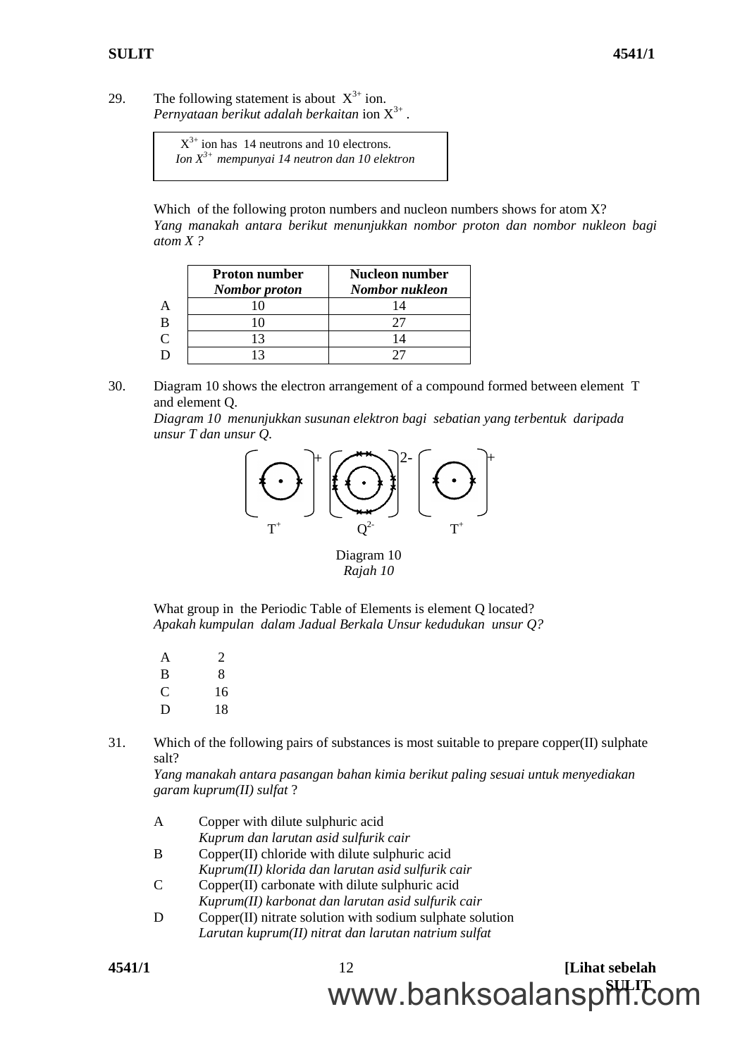29. The following statement is about $X^{3+}$ ion.
*Pernyataan berikut adalah berkaitan* ion $X^{3+}$ .

> $X^{3+}$ ion has 14 neutrons and 10 electrons.
> *Ion $X^{3+}$ mempunyai 14 neutron dan 10 elektron*

Which of the following proton numbers and nucleon numbers shows for atom X?
*Yang manakah antara berikut menunjukkan nombor proton dan nombor nukleon bagi atom X ?*

| | **Proton number** *Nombor proton* | **Nucleon number** *Nombor nukleon* |
|---|---|---|
| A | 10 | 14 |
| B | 10 | 27 |
| C | 13 | 14 |
| D | 13 | 27 |

30. Diagram 10 shows the electron arrangement of a compound formed between element T and element Q.
*Diagram 10 menunjukkan susunan elektron bagi sebatian yang terbentuk daripada unsur T dan unsur Q.*

$T^+$ $Q^{2-}$ $T^+$

Diagram 10
*Rajah 10*

What group in the Periodic Table of Elements is element Q located?
*Apakah kumpulan dalam Jadual Berkala Unsur kedudukan unsur Q?*

A 2
B 8
C 16
D 18

31. Which of the following pairs of substances is most suitable to prepare copper(II) sulphate salt?
*Yang manakah antara pasangan bahan kimia berikut paling sesuai untuk menyediakan garam kuprum(II) sulfat* ?

A Copper with dilute sulphuric acid
*Kuprum dan larutan asid sulfurik cair*

B Copper(II) chloride with dilute sulphuric acid
*Kuprum(II) klorida dan larutan asid sulfurik cair*

C Copper(II) carbonate with dilute sulphuric acid
*Kuprum(II) karbonat dan larutan asid sulfurik cair*

D Copper(II) nitrate solution with sodium sulphate solution
*Larutan kuprum(II) nitrat dan larutan natrium sulfat*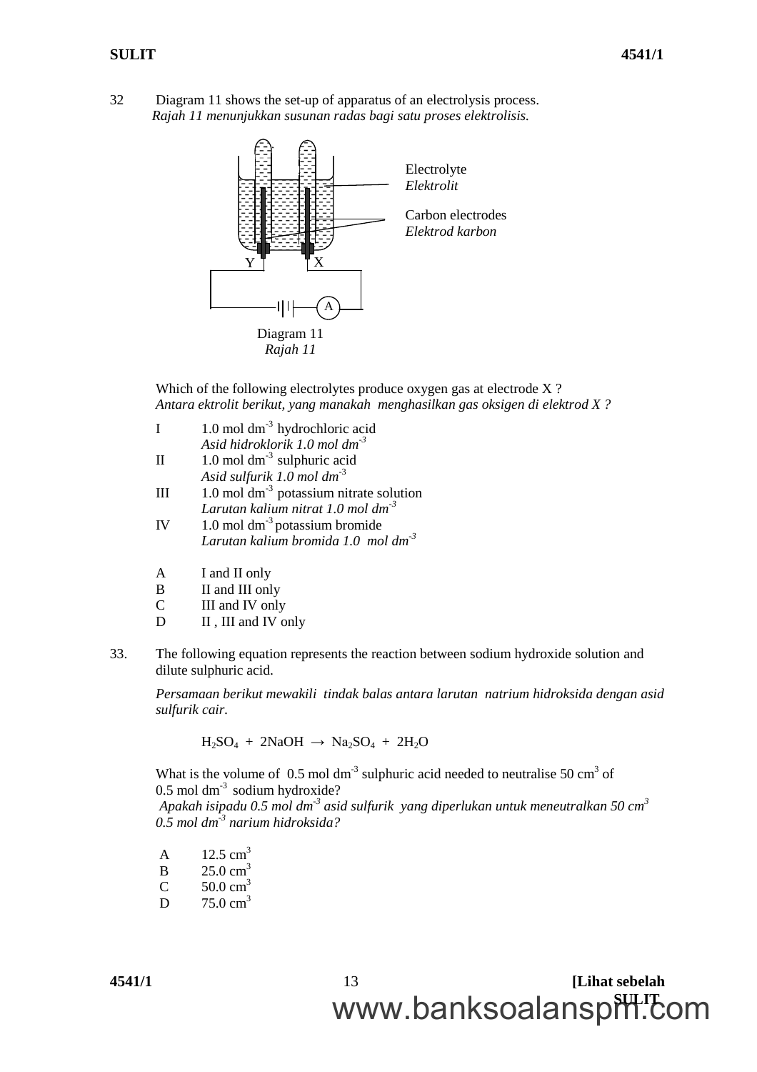32 Diagram 11 shows the set-up of apparatus of an electrolysis process.
*Rajah 11 menunjukkan susunan radas bagi satu proses elektrolisis.*

Electrolyte
*Elektrolit*

Carbon electrodes
*Elektrod karbon*

Y X

A

Diagram 11
*Rajah 11*

Which of the following electrolytes produce oxygen gas at electrode X ?
*Antara ektrolit berikut, yang manakah menghasilkan gas oksigen di elektrod X ?*

I 1.0 mol $dm^{-3}$ hydrochloric acid
*Asid hidroklorik 1.0 mol $dm^{-3}$*

II 1.0 mol $dm^{-3}$ sulphuric acid
*Asid sulfurik 1.0 mol $dm^{-3}$*

III 1.0 mol $dm^{-3}$ potassium nitrate solution
*Larutan kalium nitrat 1.0 mol $dm^{-3}$*

IV 1.0 mol $dm^{-3}$ potassium bromide
*Larutan kalium bromida 1.0 mol $dm^{-3}$*

A I and II only
B II and III only
C III and IV only
D II , III and IV only

33. The following equation represents the reaction between sodium hydroxide solution and dilute sulphuric acid.

*Persamaan berikut mewakili tindak balas antara larutan natrium hidroksida dengan asid sulfurik cair.*

$$H_2SO_4 + 2NaOH \rightarrow Na_2SO_4 + 2H_2O$$

What is the volume of 0.5 mol $dm^{-3}$ sulphuric acid needed to neutralise 50 $cm^3$ of 0.5 mol $dm^{-3}$ sodium hydroxide?
*Apakah isipadu 0.5 mol $dm^{-3}$ asid sulfurik yang diperlukan untuk meneutralkan 50 $cm^3$ 0.5 mol $dm^{-3}$ narium hidroksida?*

A 12.5 $cm^3$
B 25.0 $cm^3$
C 50.0 $cm^3$
D 75.0 $cm^3$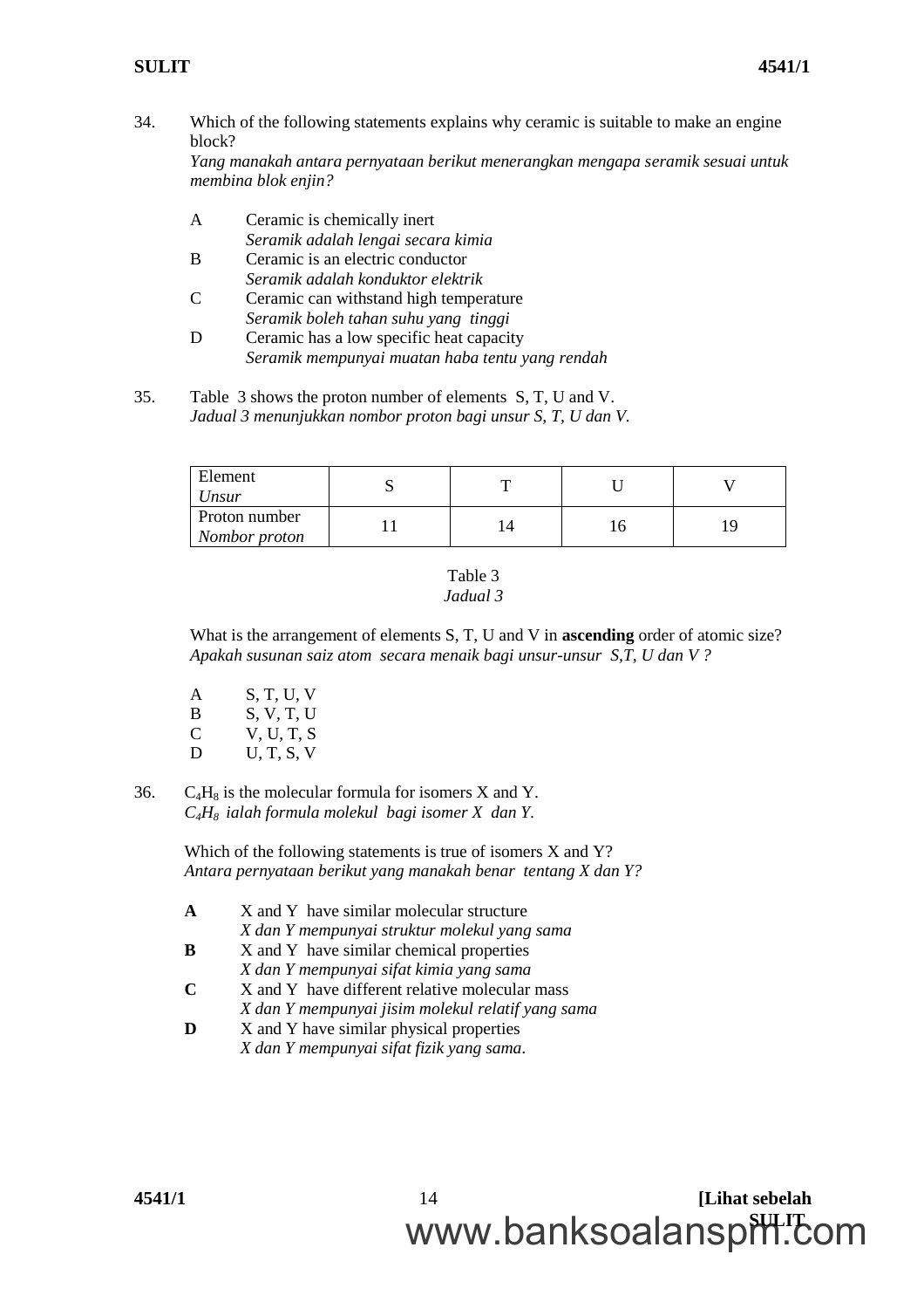34. Which of the following statements explains why ceramic is suitable to make an engine block?
*Yang manakah antara pernyataan berikut menerangkan mengapa seramik sesuai untuk membina blok enjin?*

A Ceramic is chemically inert
*Seramik adalah lengai secara kimia*

B Ceramic is an electric conductor
*Seramik adalah konduktor elektrik*

C Ceramic can withstand high temperature
*Seramik boleh tahan suhu yang tinggi*

D Ceramic has a low specific heat capacity
*Seramik mempunyai muatan haba tentu yang rendah*

35. Table 3 shows the proton number of elements S, T, U and V.
*Jadual 3 menunjukkan nombor proton bagi unsur S, T, U dan V.*

| Element *Unsur* | S | T | U | V |
|---|---|---|---|---|
| Proton number *Nombor proton* | 11 | 14 | 16 | 19 |

Table 3
*Jadual 3*

What is the arrangement of elements S, T, U and V in **ascending** order of atomic size?
*Apakah susunan saiz atom secara menaik bagi unsur-unsur S,T, U dan V ?*

A S, T, U, V

B S, V, T, U

C V, U, T, S

D U, T, S, V

36. $C_4H_8$ is the molecular formula for isomers X and Y.
*$C_4H_8$ ialah formula molekul bagi isomer X dan Y.*

Which of the following statements is true of isomers X and Y?
*Antara pernyataan berikut yang manakah benar tentang X dan Y?*

**A** X and Y have similar molecular structure
*X dan Y mempunyai struktur molekul yang sama*

**B** X and Y have similar chemical properties
*X dan Y mempunyai sifat kimia yang sama*

**C** X and Y have different relative molecular mass
*X dan Y mempunyai jisim molekul relatif yang sama*

**D** X and Y have similar physical properties
*X dan Y mempunyai sifat fizik yang sama.*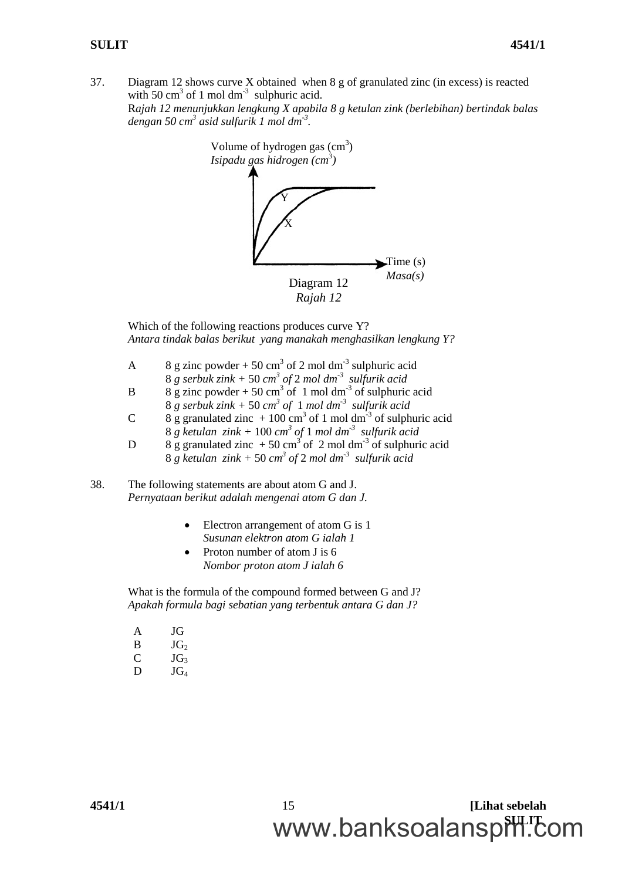37. Diagram 12 shows curve X obtained when 8 g of granulated zinc (in excess) is reacted with 50 $cm^3$ of 1 mol $dm^{-3}$ sulphuric acid.
*Rajah 12 menunjukkan lengkung X apabila 8 g ketulan zink (berlebihan) bertindak balas dengan 50 $cm^3$ asid sulfurik 1 mol $dm^{-3}$.*

Volume of hydrogen gas ($cm^3$)
*Isipadu gas hidrogen ($cm^3$)*

Y

X

Time (s)
*Masa(s)*

Diagram 12
*Rajah 12*

Which of the following reactions produces curve Y?
*Antara tindak balas berikut yang manakah menghasilkan lengkung Y?*

A 8 g zinc powder + 50 $cm^3$ of 2 mol $dm^{-3}$ sulphuric acid
8 *g serbuk zink* + 50 *$cm^3$ of* 2 *mol $dm^{-3}$ sulfurik acid*

B 8 g zinc powder + 50 $cm^3$ of 1 mol $dm^{-3}$ of sulphuric acid
8 *g serbuk zink* + 50 *$cm^3$ of* 1 *mol $dm^{-3}$ sulfurik acid*

C 8 g granulated zinc + 100 $cm^3$ of 1 mol $dm^{-3}$ of sulphuric acid
8 *g ketulan zink* + 100 *$cm^3$ of* 1 *mol $dm^{-3}$ sulfurik acid*

D 8 g granulated zinc + 50 $cm^3$ of 2 mol $dm^{-3}$ of sulphuric acid
8 *g ketulan zink* + 50 *$cm^3$ of* 2 *mol $dm^{-3}$ sulfurik acid*

38. The following statements are about atom G and J.
*Pernyataan berikut adalah mengenai atom G dan J.*

- Electron arrangement of atom G is 1
  *Susunan elektron atom G ialah 1*
- Proton number of atom J is 6
  *Nombor proton atom J ialah 6*

What is the formula of the compound formed between G and J?
*Apakah formula bagi sebatian yang terbentuk antara G dan J?*

A JG
B $JG_2$
C $JG_3$
D $JG_4$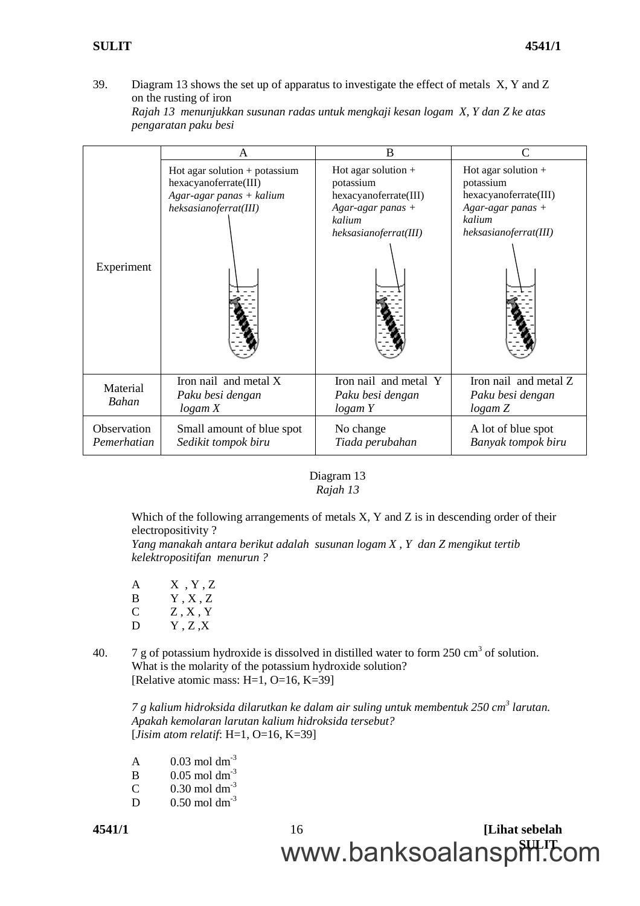39. Diagram 13 shows the set up of apparatus to investigate the effect of metals X, Y and Z on the rusting of iron
*Rajah 13 menunjukkan susunan radas untuk mengkaji kesan logam X, Y dan Z ke atas pengaratan paku besi*

| | A | B | C |
|---|---|---|---|
| Experiment | Hot agar solution + potassium hexacyanoferrate(III) *Agar-agar panas + kalium heksasianoferrat(III)* | Hot agar solution + potassium hexacyanoferrate(III) *Agar-agar panas + kalium heksasianoferrat(III)* | Hot agar solution + potassium hexacyanoferrate(III) *Agar-agar panas + kalium heksasianoferrat(III)* |
| Material *Bahan* | Iron nail and metal X *Paku besi dengan logam X* | Iron nail and metal Y *Paku besi dengan logam Y* | Iron nail and metal Z *Paku besi dengan logam Z* |
| Observation *Pemerhatian* | Small amount of blue spot *Sedikit tompok biru* | No change *Tiada perubahan* | A lot of blue spot *Banyak tompok biru* |

Diagram 13
*Rajah 13*

Which of the following arrangements of metals X, Y and Z is in descending order of their electropositivity ?
*Yang manakah antara berikut adalah susunan logam X , Y dan Z mengikut tertib kelektropositifan menurun ?*

A X , Y , Z
B Y , X , Z
C Z , X , Y
D Y , Z ,X

40. 7 g of potassium hydroxide is dissolved in distilled water to form 250 $cm^3$ of solution. What is the molarity of the potassium hydroxide solution?
[Relative atomic mass: H=1, O=16, K=39]

*7 g kalium hidroksida dilarutkan ke dalam air suling untuk membentuk 250 $cm^3$ larutan. Apakah kemolaran larutan kalium hidroksida tersebut?*
[*Jisim atom relatif*: H=1, O=16, K=39]

A 0.03 mol $dm^{-3}$
B 0.05 mol $dm^{-3}$
C 0.30 mol $dm^{-3}$
D 0.50 mol $dm^{-3}$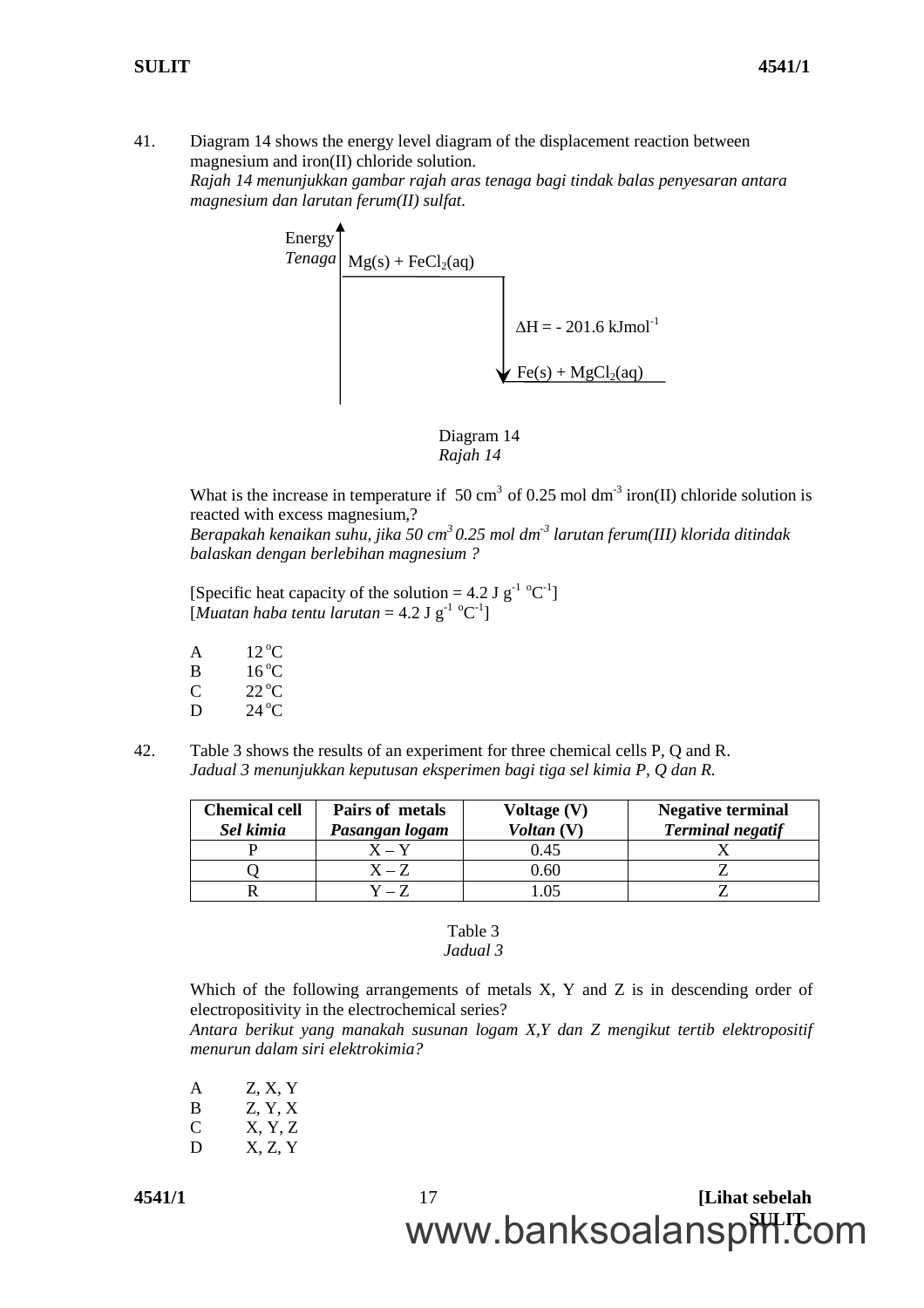41. Diagram 14 shows the energy level diagram of the displacement reaction between magnesium and iron(II) chloride solution.
*Rajah 14 menunjukkan gambar rajah aras tenaga bagi tindak balas penyesaran antara magnesium dan larutan ferum(II) sulfat.*

Energy / *Tenaga*

$Mg(s) + FeCl_2(aq)$

$\Delta H = - 201.6 \text{ kJmol}^{-1}$

$Fe(s) + MgCl_2(aq)$

Diagram 14
*Rajah 14*

What is the increase in temperature if 50 $cm^3$ of 0.25 mol $dm^{-3}$ iron(II) chloride solution is reacted with excess magnesium,?
*Berapakah kenaikan suhu, jika 50 $cm^3$ 0.25 mol $dm^{-3}$ larutan ferum(III) klorida ditindak balaskan dengan berlebihan magnesium ?*

[Specific heat capacity of the solution = 4.2 J $g^{-1}$ $^oC^{-1}$]
[*Muatan haba tentu larutan* = 4.2 J $g^{-1}$ $^oC^{-1}$]

A 12 $^oC$
B 16 $^oC$
C 22 $^oC$
D 24 $^oC$

42. Table 3 shows the results of an experiment for three chemical cells P, Q and R.
*Jadual 3 menunjukkan keputusan eksperimen bagi tiga sel kimia P, Q dan R.*

| **Chemical cell** *Sel kimia* | **Pairs of metals** *Pasangan logam* | **Voltage (V)** *Voltan (V)* | **Negative terminal** *Terminal negatif* |
|---|---|---|---|
| P | X – Y | 0.45 | X |
| Q | X – Z | 0.60 | Z |
| R | Y – Z | 1.05 | Z |

Table 3
*Jadual 3*

Which of the following arrangements of metals X, Y and Z is in descending order of electropositivity in the electrochemical series?
*Antara berikut yang manakah susunan logam X,Y dan Z mengikut tertib elektropositif menurun dalam siri elektrokimia?*

A Z, X, Y
B Z, Y, X
C X, Y, Z
D X, Z, Y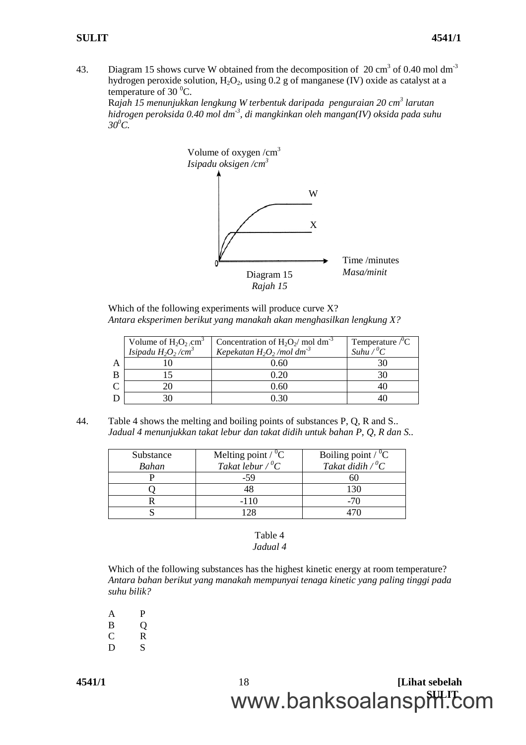43. Diagram 15 shows curve W obtained from the decomposition of 20 $cm^3$ of 0.40 mol $dm^{-3}$ hydrogen peroxide solution, $H_2O_2$, using 0.2 g of manganese (IV) oxide as catalyst at a temperature of 30 $^0C$.
*Rajah 15 menunjukkan lengkung W terbentuk daripada penguraian 20 $cm^3$ larutan hidrogen peroksida 0.40 mol $dm^{-3}$, di mangkinkan oleh mangan(IV) oksida pada suhu $30^0C$.*

Volume of oxygen /$cm^3$
*Isipadu oksigen /$cm^3$*

W

X

0

Time /minutes
*Masa/minit*

Diagram 15
*Rajah 15*

Which of the following experiments will produce curve X?
*Antara eksperimen berikut yang manakah akan menghasilkan lengkung X?*

| | Volume of $H_2O_2$ /$cm^3$ *Isipadu $H_2O_2$ /$cm^3$* | Concentration of $H_2O_2$/ mol $dm^{-3}$ *Kepekatan $H_2O_2$ /mol $dm^{-3}$* | Temperature /$^0C$ *Suhu / $^0C$* |
|---|---|---|---|
| A | 10 | 0.60 | 30 |
| B | 15 | 0.20 | 30 |
| C | 20 | 0.60 | 40 |
| D | 30 | 0.30 | 40 |

44. Table 4 shows the melting and boiling points of substances P, Q, R and S..
*Jadual 4 menunjukkan takat lebur dan takat didih untuk bahan P, Q, R dan S..*

| Substance *Bahan* | Melting point / $^0C$ *Takat lebur / $^0C$* | Boiling point / $^0C$ *Takat didih / $^0C$* |
|---|---|---|
| P | -59 | 60 |
| Q | 48 | 130 |
| R | -110 | -70 |
| S | 128 | 470 |

Table 4
*Jadual 4*

Which of the following substances has the highest kinetic energy at room temperature?
*Antara bahan berikut yang manakah mempunyai tenaga kinetic yang paling tinggi pada suhu bilik?*

A P
B Q
C R
D S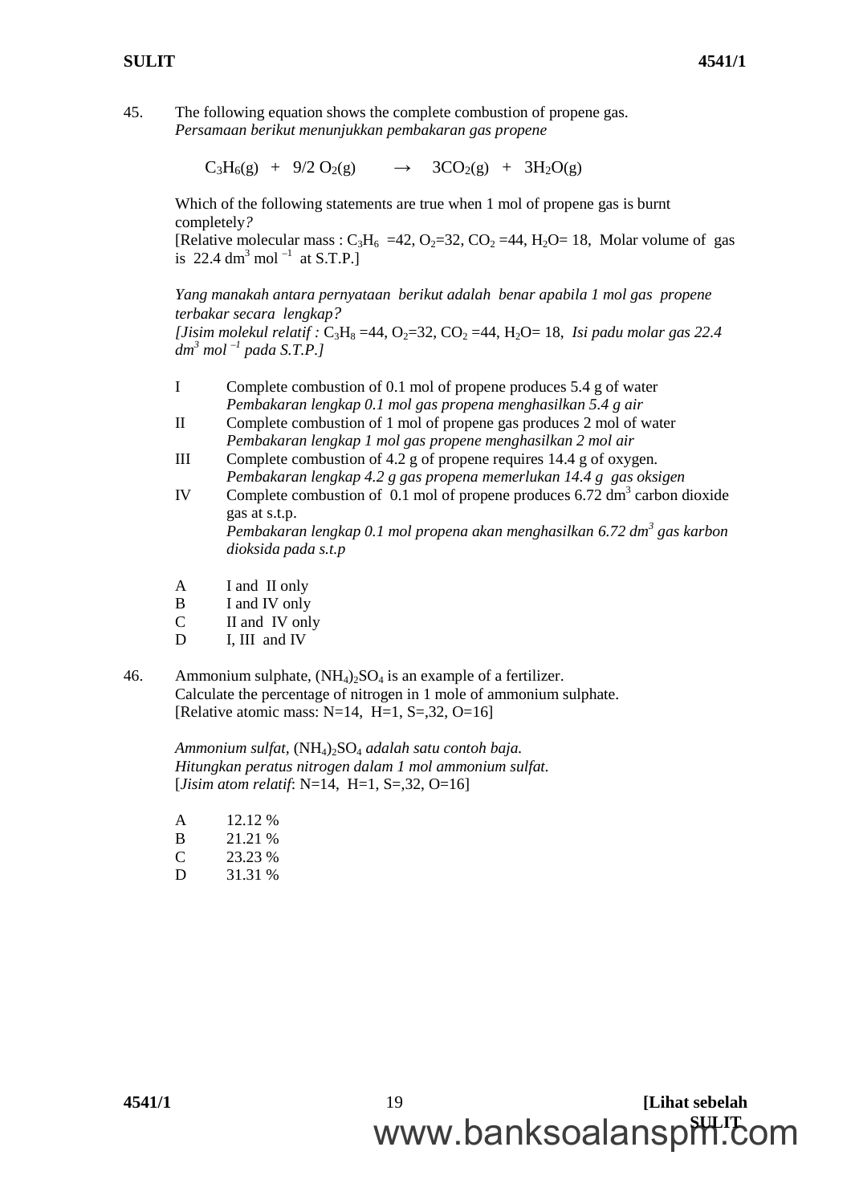45. The following equation shows the complete combustion of propene gas.
*Persamaan berikut menunjukkan pembakaran gas propene*

$$C_3H_6(g) \; + \; 9/2\, O_2(g) \quad \rightarrow \quad 3CO_2(g) \; + \; 3H_2O(g)$$

Which of the following statements are true when 1 mol of propene gas is burnt completely*?*
[Relative molecular mass : $C_3H_6$ =42, $O_2$=32, $CO_2$ =44, $H_2O$= 18, Molar volume of gas is 22.4 $dm^3\ mol^{-1}$ at S.T.P.]

*Yang manakah antara pernyataan berikut adalah benar apabila 1 mol gas propene terbakar secara lengkap?*
*[Jisim molekul relatif :* $C_3H_8$ =44, $O_2$=32, $CO_2$ =44, $H_2O$= 18, *Isi padu molar gas 22.4* $dm^3\ mol^{-1}$ *pada S.T.P.]*

I Complete combustion of 0.1 mol of propene produces 5.4 g of water
*Pembakaran lengkap 0.1 mol gas propena menghasilkan 5.4 g air*

II Complete combustion of 1 mol of propene gas produces 2 mol of water
*Pembakaran lengkap 1 mol gas propene menghasilkan 2 mol air*

III Complete combustion of 4.2 g of propene requires 14.4 g of oxygen.
*Pembakaran lengkap 4.2 g gas propena memerlukan 14.4 g gas oksigen*

IV Complete combustion of 0.1 mol of propene produces 6.72 $dm^3$ carbon dioxide gas at s.t.p.
*Pembakaran lengkap 0.1 mol propena akan menghasilkan 6.72* $dm^3$ *gas karbon dioksida pada s.t.p*

A I and II only
B I and IV only
C II and IV only
D I, III and IV

46. Ammonium sulphate, $(NH_4)_2SO_4$ is an example of a fertilizer.
Calculate the percentage of nitrogen in 1 mole of ammonium sulphate.
[Relative atomic mass: N=14, H=1, S=,32, O=16]

*Ammonium sulfat,* $(NH_4)_2SO_4$ *adalah satu contoh baja.*
*Hitungkan peratus nitrogen dalam 1 mol ammonium sulfat.*
[*Jisim atom relatif*: N=14, H=1, S=,32, O=16]

A 12.12 %
B 21.21 %
C 23.23 %
D 31.31 %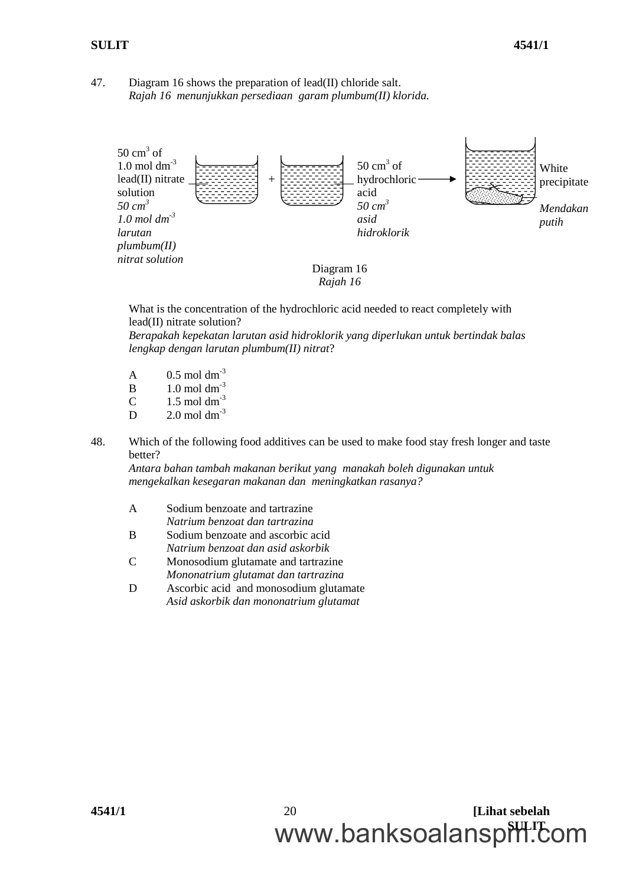47. Diagram 16 shows the preparation of lead(II) chloride salt.
*Rajah 16 menunjukkan persediaan garam plumbum(II) klorida.*

50 $cm^3$ of 1.0 mol $dm^{-3}$ lead(II) nitrate solution
*50 $cm^3$ 1.0 mol $dm^{-3}$ larutan plumbum(II) nitrat solution*

\+

50 $cm^3$ of hydrochloric acid
*50 $cm^3$ asid hidroklorik*

→ White precipitate
*Mendakan putih*

Diagram 16
*Rajah 16*

What is the concentration of the hydrochloric acid needed to react completely with lead(II) nitrate solution?
*Berapakah kepekatan larutan asid hidroklorik yang diperlukan untuk bertindak balas lengkap dengan larutan plumbum(II) nitrat?*

A 0.5 mol $dm^{-3}$
B 1.0 mol $dm^{-3}$
C 1.5 mol $dm^{-3}$
D 2.0 mol $dm^{-3}$

48. Which of the following food additives can be used to make food stay fresh longer and taste better?
*Antara bahan tambah makanan berikut yang manakah boleh digunakan untuk mengekalkan kesegaran makanan dan meningkatkan rasanya?*

A Sodium benzoate and tartrazine
*Natrium benzoat dan tartrazina*
B Sodium benzoate and ascorbic acid
*Natrium benzoat dan asid askorbik*
C Monosodium glutamate and tartrazine
*Mononatrium glutamat dan tartrazina*
D Ascorbic acid and monosodium glutamate
*Asid askorbik dan mononatrium glutamat*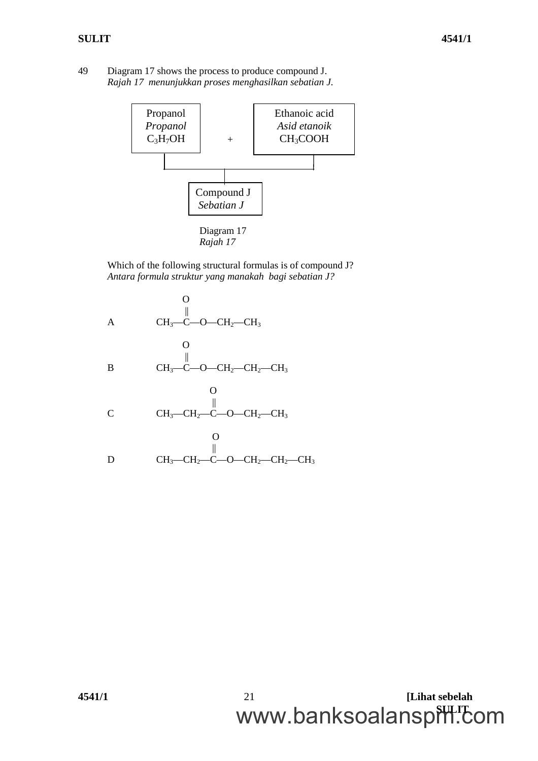49 Diagram 17 shows the process to produce compound J.
*Rajah 17 menunjukkan proses menghasilkan sebatian J.*

| Propanol<br>*Propanol*<br>$C_3H_7OH$ | + | Ethanoic acid<br>*Asid etanoik*<br>$CH_3COOH$ |
|---|---|---|

↓

| Compound J<br>*Sebatian J* |
|---|

Diagram 17
*Rajah 17*

Which of the following structural formulas is of compound J?
*Antara formula struktur yang manakah bagi sebatian J?*

A $CH_3—C(=O)—O—CH_2—CH_3$

B $CH_3—C(=O)—O—CH_2—CH_2—CH_3$

C $CH_3—CH_2—C(=O)—O—CH_2—CH_3$

D $CH_3—CH_2—C(=O)—O—CH_2—CH_2—CH_3$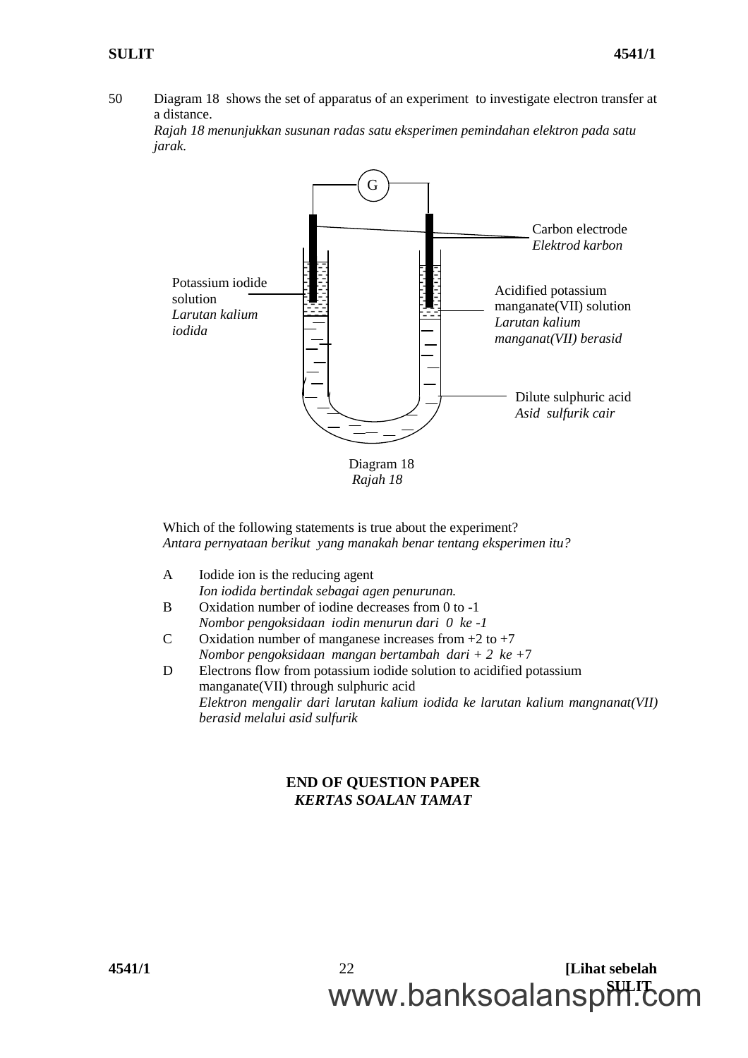50 Diagram 18 shows the set of apparatus of an experiment to investigate electron transfer at a distance.
*Rajah 18 menunjukkan susunan radas satu eksperimen pemindahan elektron pada satu jarak.*

G

Carbon electrode
*Elektrod karbon*

Potassium iodide solution
*Larutan kalium iodida*

Acidified potassium manganate(VII) solution
*Larutan kalium manganat(VII) berasid*

Dilute sulphuric acid
*Asid sulfurik cair*

Diagram 18
*Rajah 18*

Which of the following statements is true about the experiment?
*Antara pernyataan berikut yang manakah benar tentang eksperimen itu?*

A Iodide ion is the reducing agent
*Ion iodida bertindak sebagai agen penurunan.*

B Oxidation number of iodine decreases from 0 to -1
*Nombor pengoksidaan iodin menurun dari 0 ke -1*

C Oxidation number of manganese increases from +2 to +7
*Nombor pengoksidaan mangan bertambah dari + 2 ke* +7

D Electrons flow from potassium iodide solution to acidified potassium manganate(VII) through sulphuric acid
*Elektron mengalir dari larutan kalium iodida ke larutan kalium mangnanat(VII) berasid melalui asid sulfurik*

**END OF QUESTION PAPER**
***KERTAS SOALAN TAMAT***